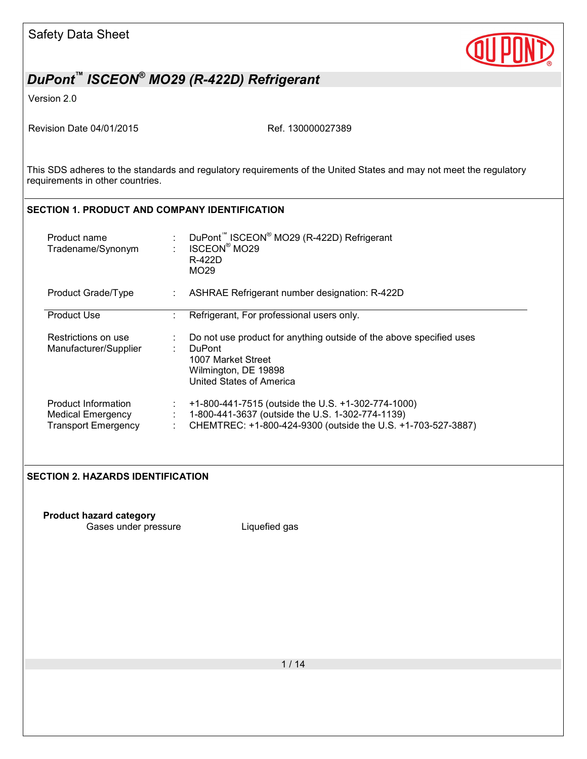Safety Data Sheet

# DuPont™ ISCEON® MO29 (R-422D) Refrigerant

Version 2.0

Revision Date 04/01/2015

Ref. 130000027389

This SDS adheres to the standards and regulatory requirements of the United States and may not meet the regulatory requirements in other countries.

## SECTION 1. PRODUCT AND COMPANY IDENTIFICATION

| | | |
|---|---|---|
| Product name | : | DuPont™ ISCEON® MO29 (R-422D) Refrigerant |
| Tradename/Synonym | : | ISCEON® MO29<br>R-422D<br>MO29 |
| Product Grade/Type | : | ASHRAE Refrigerant number designation: R-422D |
| Product Use | : | Refrigerant, For professional users only. |
| Restrictions on use | : | Do not use product for anything outside of the above specified uses |
| Manufacturer/Supplier | : | DuPont<br>1007 Market Street<br>Wilmington, DE 19898<br>United States of America |
| Product Information | : | +1-800-441-7515 (outside the U.S. +1-302-774-1000) |
| Medical Emergency | : | 1-800-441-3637 (outside the U.S. 1-302-774-1139) |
| Transport Emergency | : | CHEMTREC: +1-800-424-9300 (outside the U.S. +1-703-527-3887) |

## SECTION 2. HAZARDS IDENTIFICATION

**Product hazard category**

| | |
|---|---|
| Gases under pressure | Liquefied gas |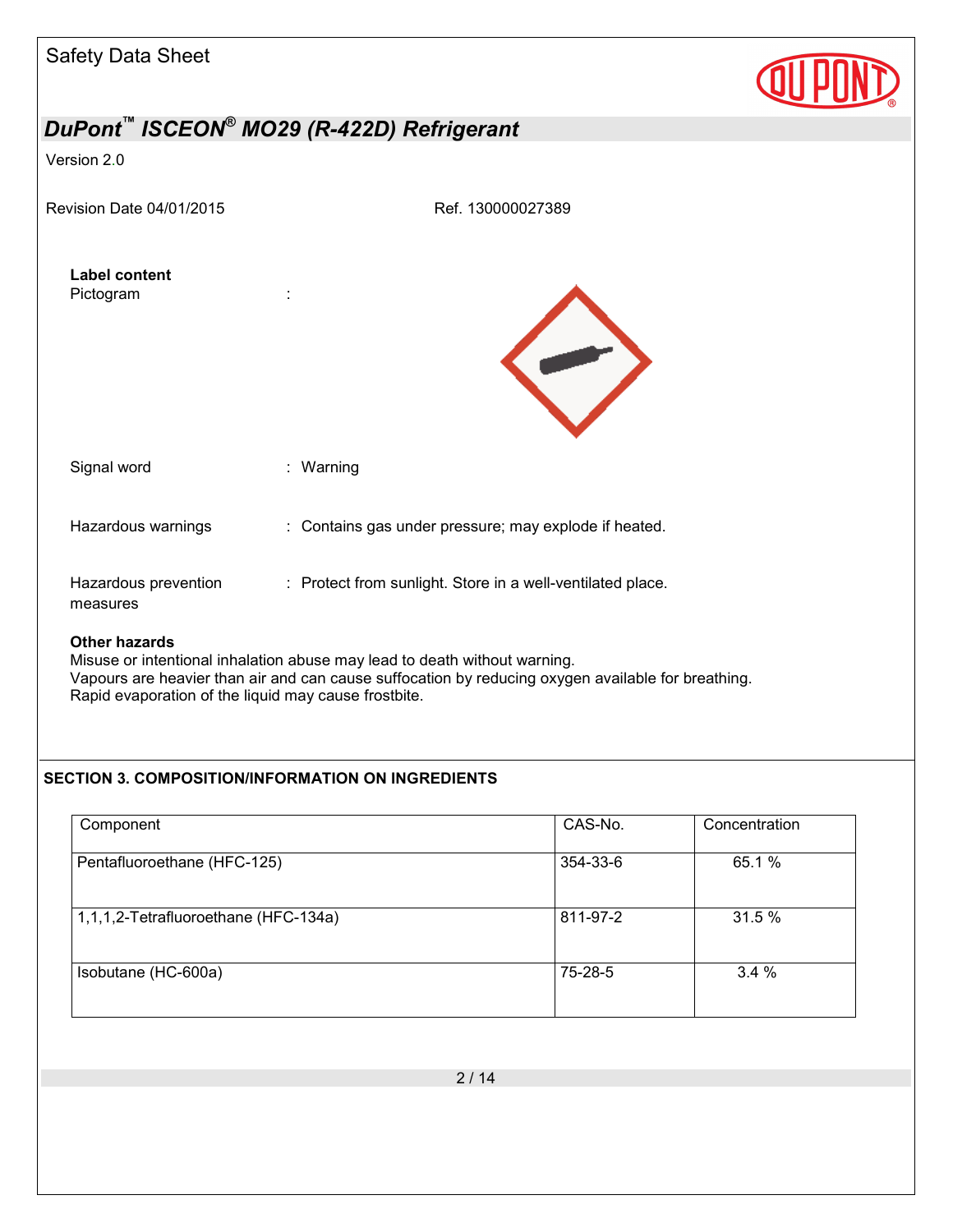**Label content**

Pictogram :

Signal word : Warning

Hazardous warnings : Contains gas under pressure; may explode if heated.

Hazardous prevention measures : Protect from sunlight. Store in a well-ventilated place.

**Other hazards**

Misuse or intentional inhalation abuse may lead to death without warning.
Vapours are heavier than air and can cause suffocation by reducing oxygen available for breathing.
Rapid evaporation of the liquid may cause frostbite.

## SECTION 3. COMPOSITION/INFORMATION ON INGREDIENTS

| Component | CAS-No. | Concentration |
|---|---|---|
| Pentafluoroethane (HFC-125) | 354-33-6 | 65.1 % |
| 1,1,1,2-Tetrafluoroethane (HFC-134a) | 811-97-2 | 31.5 % |
| Isobutane (HC-600a) | 75-28-5 | 3.4 % |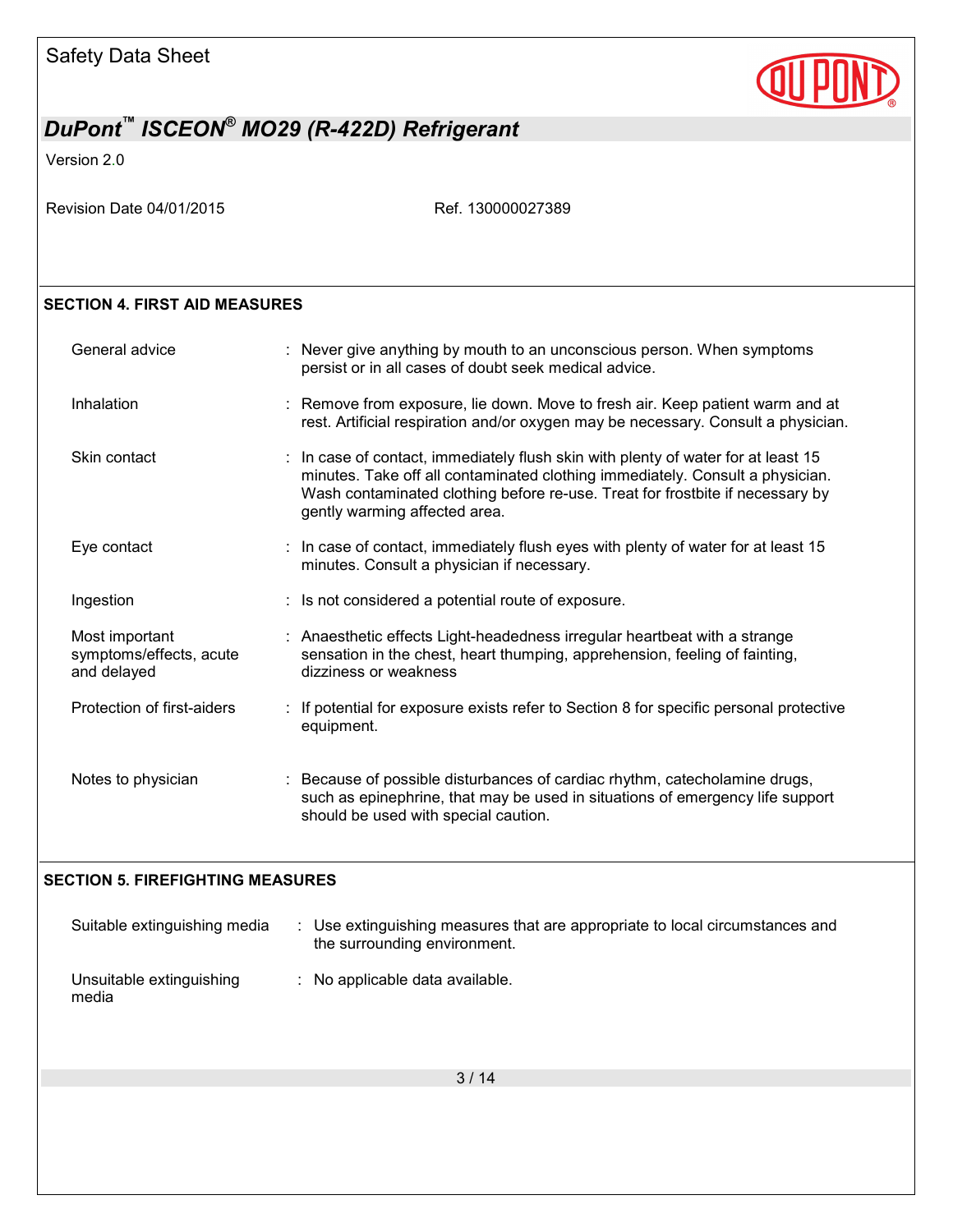## SECTION 4. FIRST AID MEASURES

| | |
|---|---|
| General advice | : Never give anything by mouth to an unconscious person. When symptoms persist or in all cases of doubt seek medical advice. |
| Inhalation | : Remove from exposure, lie down. Move to fresh air. Keep patient warm and at rest. Artificial respiration and/or oxygen may be necessary. Consult a physician. |
| Skin contact | : In case of contact, immediately flush skin with plenty of water for at least 15 minutes. Take off all contaminated clothing immediately. Consult a physician. Wash contaminated clothing before re-use. Treat for frostbite if necessary by gently warming affected area. |
| Eye contact | : In case of contact, immediately flush eyes with plenty of water for at least 15 minutes. Consult a physician if necessary. |
| Ingestion | : Is not considered a potential route of exposure. |
| Most important symptoms/effects, acute and delayed | : Anaesthetic effects Light-headedness irregular heartbeat with a strange sensation in the chest, heart thumping, apprehension, feeling of fainting, dizziness or weakness |
| Protection of first-aiders | : If potential for exposure exists refer to Section 8 for specific personal protective equipment. |
| Notes to physician | : Because of possible disturbances of cardiac rhythm, catecholamine drugs, such as epinephrine, that may be used in situations of emergency life support should be used with special caution. |

## SECTION 5. FIREFIGHTING MEASURES

| | |
|---|---|
| Suitable extinguishing media | : Use extinguishing measures that are appropriate to local circumstances and the surrounding environment. |
| Unsuitable extinguishing media | : No applicable data available. |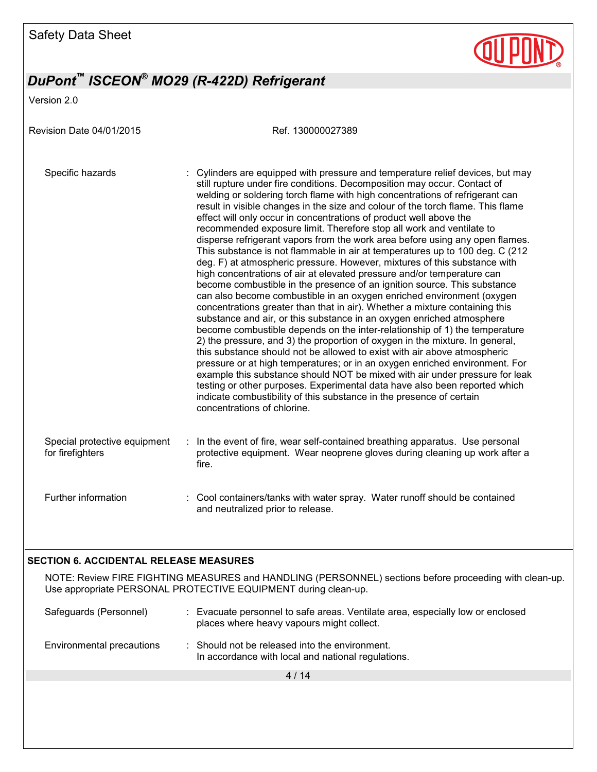| | | |
|---|---|---|
| Specific hazards | : | Cylinders are equipped with pressure and temperature relief devices, but may still rupture under fire conditions. Decomposition may occur. Contact of welding or soldering torch flame with high concentrations of refrigerant can result in visible changes in the size and colour of the torch flame. This flame effect will only occur in concentrations of product well above the recommended exposure limit. Therefore stop all work and ventilate to disperse refrigerant vapors from the work area before using any open flames. This substance is not flammable in air at temperatures up to 100 deg. C (212 deg. F) at atmospheric pressure. However, mixtures of this substance with high concentrations of air at elevated pressure and/or temperature can become combustible in the presence of an ignition source. This substance can also become combustible in an oxygen enriched environment (oxygen concentrations greater than that in air). Whether a mixture containing this substance and air, or this substance in an oxygen enriched atmosphere become combustible depends on the inter-relationship of 1) the temperature 2) the pressure, and 3) the proportion of oxygen in the mixture. In general, this substance should not be allowed to exist with air above atmospheric pressure or at high temperatures; or in an oxygen enriched environment. For example this substance should NOT be mixed with air under pressure for leak testing or other purposes. Experimental data have also been reported which indicate combustibility of this substance in the presence of certain concentrations of chlorine. |
| Special protective equipment for firefighters | : | In the event of fire, wear self-contained breathing apparatus. Use personal protective equipment. Wear neoprene gloves during cleaning up work after a fire. |
| Further information | : | Cool containers/tanks with water spray. Water runoff should be contained and neutralized prior to release. |

## SECTION 6. ACCIDENTAL RELEASE MEASURES

NOTE: Review FIRE FIGHTING MEASURES and HANDLING (PERSONNEL) sections before proceeding with clean-up. Use appropriate PERSONAL PROTECTIVE EQUIPMENT during clean-up.

| | | |
|---|---|---|
| Safeguards (Personnel) | : | Evacuate personnel to safe areas. Ventilate area, especially low or enclosed places where heavy vapours might collect. |
| Environmental precautions | : | Should not be released into the environment. In accordance with local and national regulations. |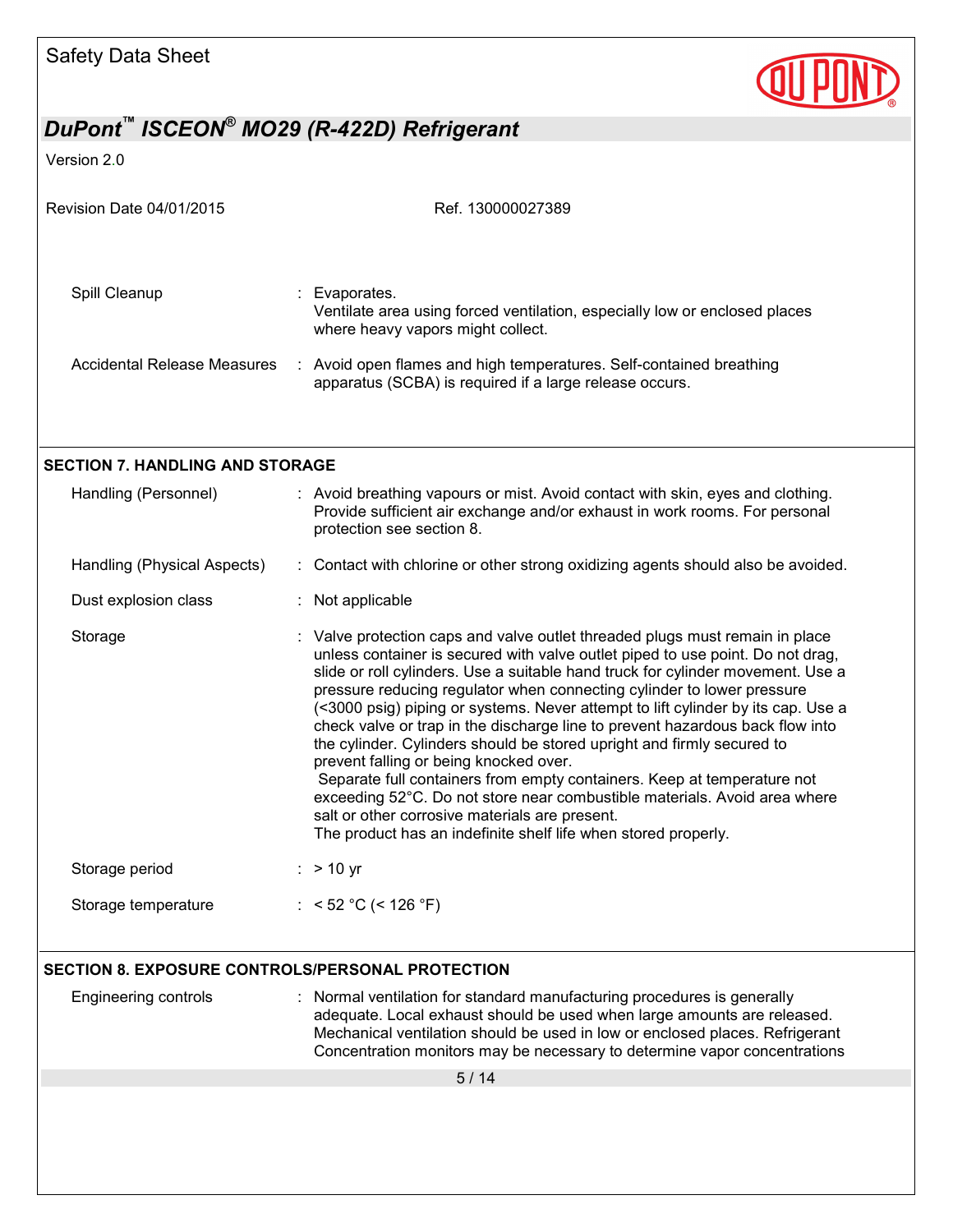| | |
|---|---|
| Spill Cleanup | : Evaporates.<br>Ventilate area using forced ventilation, especially low or enclosed places where heavy vapors might collect. |
| Accidental Release Measures | : Avoid open flames and high temperatures. Self-contained breathing apparatus (SCBA) is required if a large release occurs. |

## SECTION 7. HANDLING AND STORAGE

| | |
|---|---|
| Handling (Personnel) | : Avoid breathing vapours or mist. Avoid contact with skin, eyes and clothing. Provide sufficient air exchange and/or exhaust in work rooms. For personal protection see section 8. |
| Handling (Physical Aspects) | : Contact with chlorine or other strong oxidizing agents should also be avoided. |
| Dust explosion class | : Not applicable |
| Storage | : Valve protection caps and valve outlet threaded plugs must remain in place unless container is secured with valve outlet piped to use point. Do not drag, slide or roll cylinders. Use a suitable hand truck for cylinder movement. Use a pressure reducing regulator when connecting cylinder to lower pressure (<3000 psig) piping or systems. Never attempt to lift cylinder by its cap. Use a check valve or trap in the discharge line to prevent hazardous back flow into the cylinder. Cylinders should be stored upright and firmly secured to prevent falling or being knocked over.<br>Separate full containers from empty containers. Keep at temperature not exceeding 52°C. Do not store near combustible materials. Avoid area where salt or other corrosive materials are present.<br>The product has an indefinite shelf life when stored properly. |
| Storage period | : > 10 yr |
| Storage temperature | : < 52 °C (< 126 °F) |

## SECTION 8. EXPOSURE CONTROLS/PERSONAL PROTECTION

| | |
|---|---|
| Engineering controls | : Normal ventilation for standard manufacturing procedures is generally adequate. Local exhaust should be used when large amounts are released. Mechanical ventilation should be used in low or enclosed places. Refrigerant Concentration monitors may be necessary to determine vapor concentrations |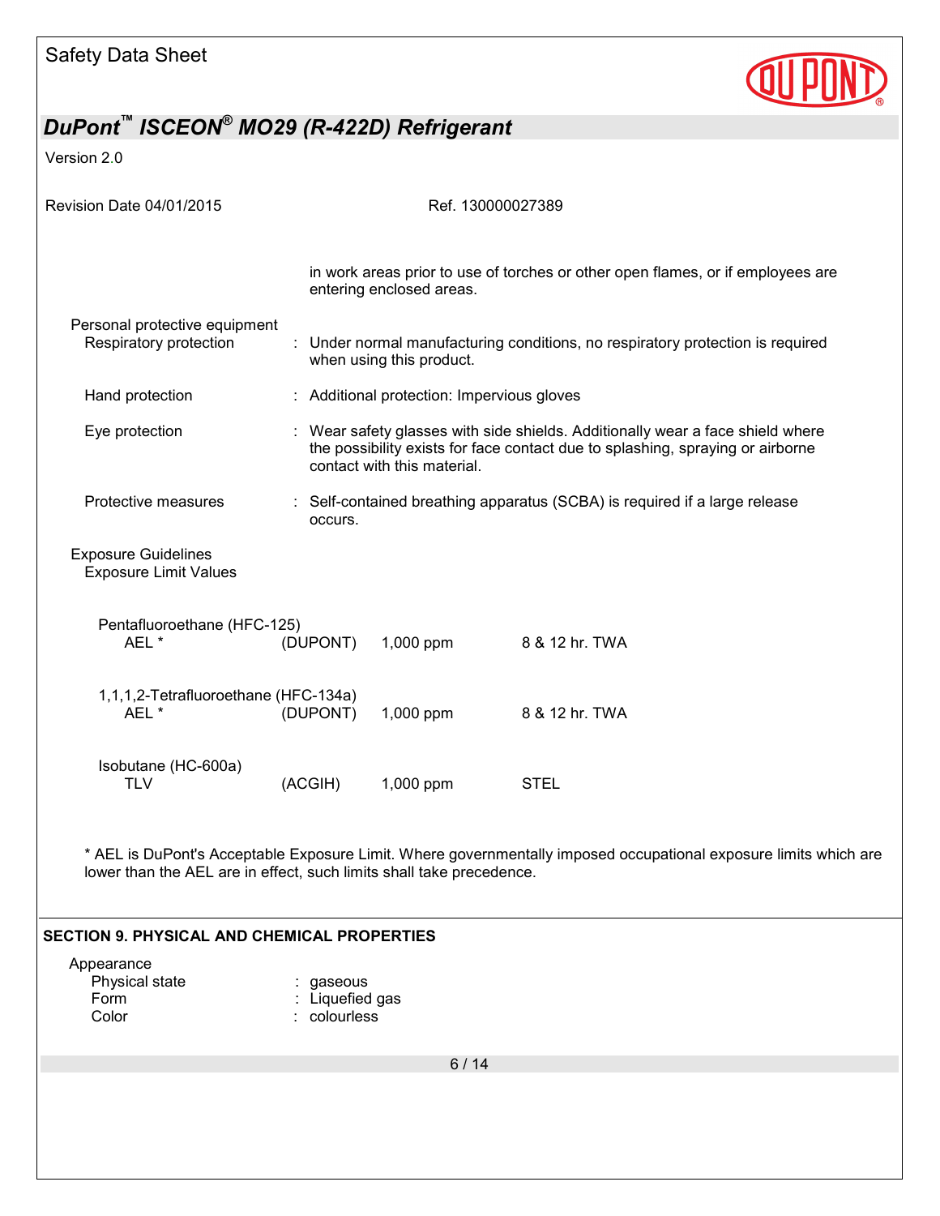in work areas prior to use of torches or other open flames, or if employees are entering enclosed areas.

Personal protective equipment

| | |
|---|---|
| Respiratory protection | : Under normal manufacturing conditions, no respiratory protection is required when using this product. |
| Hand protection | : Additional protection: Impervious gloves |
| Eye protection | : Wear safety glasses with side shields. Additionally wear a face shield where the possibility exists for face contact due to splashing, spraying or airborne contact with this material. |
| Protective measures | : Self-contained breathing apparatus (SCBA) is required if a large release occurs. |

Exposure Guidelines

Exposure Limit Values

| Component | Type | Source | Value | Basis |
|---|---|---|---|---|
| Pentafluoroethane (HFC-125) | AEL * | (DUPONT) | 1,000 ppm | 8 & 12 hr. TWA |
| 1,1,1,2-Tetrafluoroethane (HFC-134a) | AEL * | (DUPONT) | 1,000 ppm | 8 & 12 hr. TWA |
| Isobutane (HC-600a) | TLV | (ACGIH) | 1,000 ppm | STEL |

* AEL is DuPont's Acceptable Exposure Limit. Where governmentally imposed occupational exposure limits which are lower than the AEL are in effect, such limits shall take precedence.

## SECTION 9. PHYSICAL AND CHEMICAL PROPERTIES

Appearance

| | |
|---|---|
| Physical state | : gaseous |
| Form | : Liquefied gas |
| Color | : colourless |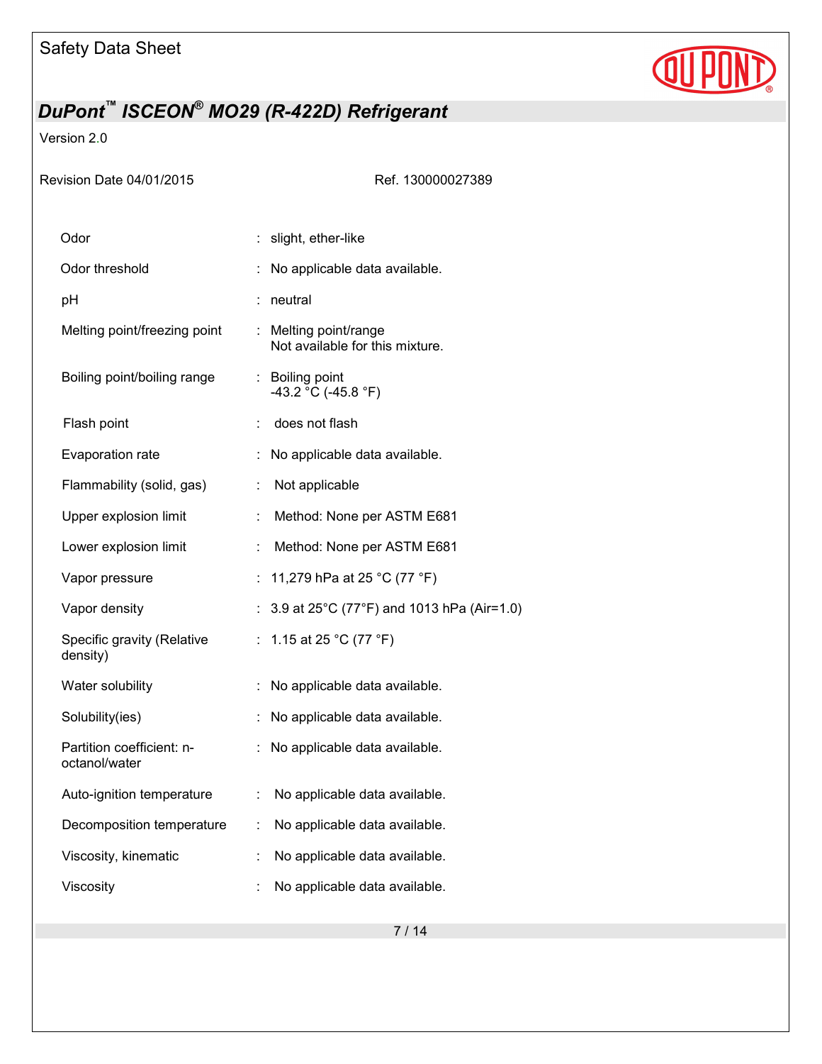| | |
|---|---|
| Odor | : slight, ether-like |
| Odor threshold | : No applicable data available. |
| pH | : neutral |
| Melting point/freezing point | : Melting point/range<br>Not available for this mixture. |
| Boiling point/boiling range | : Boiling point<br>-43.2 °C (-45.8 °F) |
| Flash point | : does not flash |
| Evaporation rate | : No applicable data available. |
| Flammability (solid, gas) | : Not applicable |
| Upper explosion limit | : Method: None per ASTM E681 |
| Lower explosion limit | : Method: None per ASTM E681 |
| Vapor pressure | : 11,279 hPa at 25 °C (77 °F) |
| Vapor density | : 3.9 at 25°C (77°F) and 1013 hPa (Air=1.0) |
| Specific gravity (Relative density) | : 1.15 at 25 °C (77 °F) |
| Water solubility | : No applicable data available. |
| Solubility(ies) | : No applicable data available. |
| Partition coefficient: n-octanol/water | : No applicable data available. |
| Auto-ignition temperature | : No applicable data available. |
| Decomposition temperature | : No applicable data available. |
| Viscosity, kinematic | : No applicable data available. |
| Viscosity | : No applicable data available. |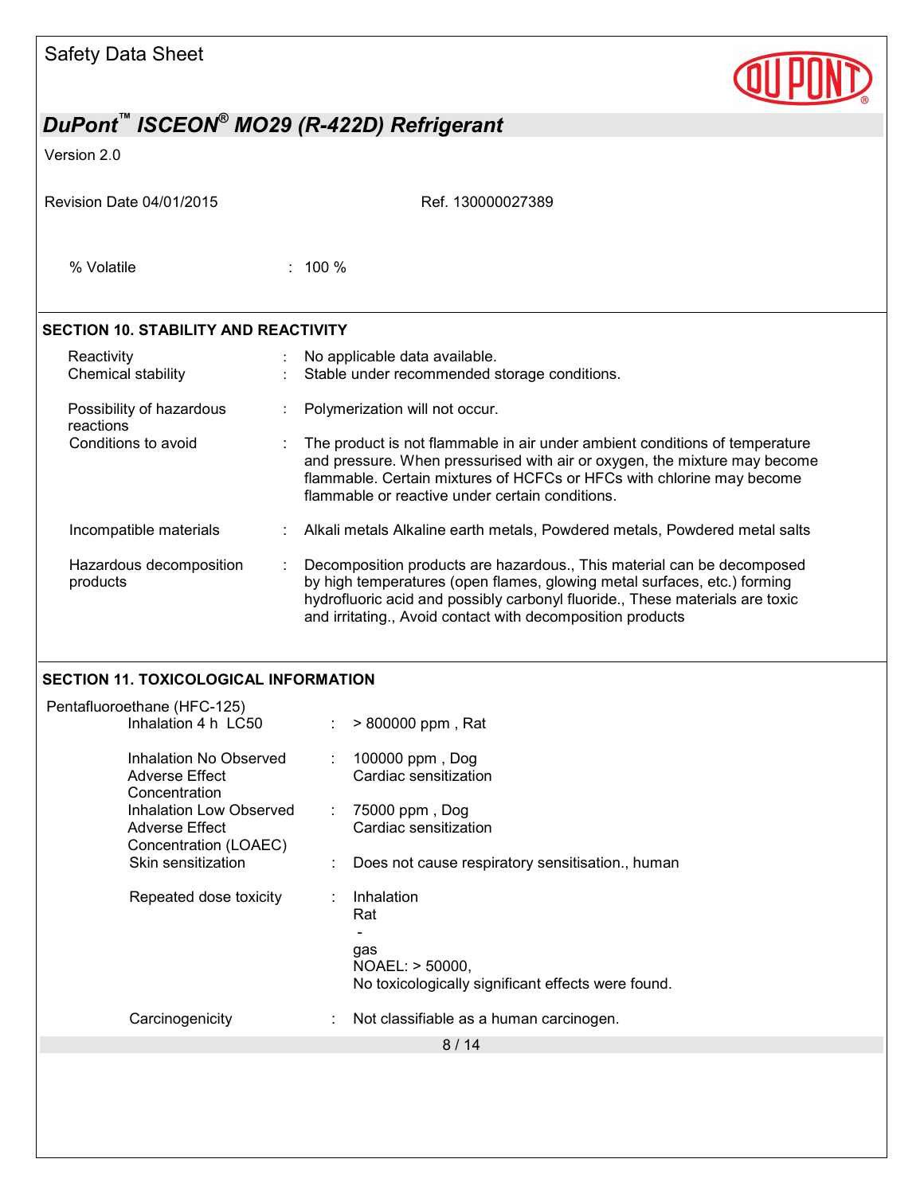% Volatile : 100 %

## SECTION 10. STABILITY AND REACTIVITY

| | |
|---|---|
| Reactivity | : No applicable data available. |
| Chemical stability | : Stable under recommended storage conditions. |
| Possibility of hazardous reactions | : Polymerization will not occur. |
| Conditions to avoid | : The product is not flammable in air under ambient conditions of temperature and pressure. When pressurised with air or oxygen, the mixture may become flammable. Certain mixtures of HCFCs or HFCs with chlorine may become flammable or reactive under certain conditions. |
| Incompatible materials | : Alkali metals Alkaline earth metals, Powdered metals, Powdered metal salts |
| Hazardous decomposition products | : Decomposition products are hazardous., This material can be decomposed by high temperatures (open flames, glowing metal surfaces, etc.) forming hydrofluoric acid and possibly carbonyl fluoride., These materials are toxic and irritating., Avoid contact with decomposition products |

## SECTION 11. TOXICOLOGICAL INFORMATION

Pentafluoroethane (HFC-125)

| | |
|---|---|
| Inhalation 4 h LC50 | : > 800000 ppm , Rat |
| Inhalation No Observed Adverse Effect Concentration | : 100000 ppm , Dog<br>Cardiac sensitization |
| Inhalation Low Observed Adverse Effect Concentration (LOAEC) | : 75000 ppm , Dog<br>Cardiac sensitization |
| Skin sensitization | : Does not cause respiratory sensitisation., human |
| Repeated dose toxicity | : Inhalation<br>Rat<br>-<br>gas<br>NOAEL: > 50000,<br>No toxicologically significant effects were found. |
| Carcinogenicity | : Not classifiable as a human carcinogen. |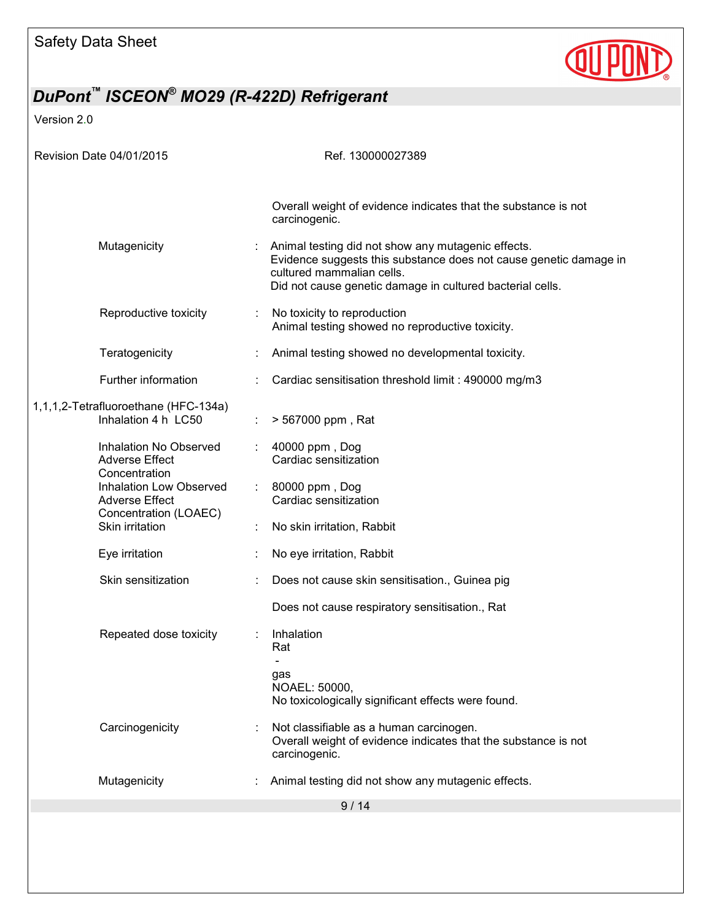Overall weight of evidence indicates that the substance is not carcinogenic.

| | | |
|---|---|---|
| Mutagenicity | : | Animal testing did not show any mutagenic effects.<br>Evidence suggests this substance does not cause genetic damage in cultured mammalian cells.<br>Did not cause genetic damage in cultured bacterial cells. |
| Reproductive toxicity | : | No toxicity to reproduction<br>Animal testing showed no reproductive toxicity. |
| Teratogenicity | : | Animal testing showed no developmental toxicity. |
| Further information | : | Cardiac sensitisation threshold limit : 490000 mg/m3 |

**1,1,1,2-Tetrafluoroethane (HFC-134a)**

| | | |
|---|---|---|
| Inhalation 4 h LC50 | : | > 567000 ppm , Rat |
| Inhalation No Observed Adverse Effect Concentration | : | 40000 ppm , Dog<br>Cardiac sensitization |
| Inhalation Low Observed Adverse Effect Concentration (LOAEC) | : | 80000 ppm , Dog<br>Cardiac sensitization |
| Skin irritation | : | No skin irritation, Rabbit |
| Eye irritation | : | No eye irritation, Rabbit |
| Skin sensitization | : | Does not cause skin sensitisation., Guinea pig<br><br>Does not cause respiratory sensitisation., Rat |
| Repeated dose toxicity | : | Inhalation<br>Rat<br>-<br>gas<br>NOAEL: 50000,<br>No toxicologically significant effects were found. |
| Carcinogenicity | : | Not classifiable as a human carcinogen.<br>Overall weight of evidence indicates that the substance is not carcinogenic. |
| Mutagenicity | : | Animal testing did not show any mutagenic effects. |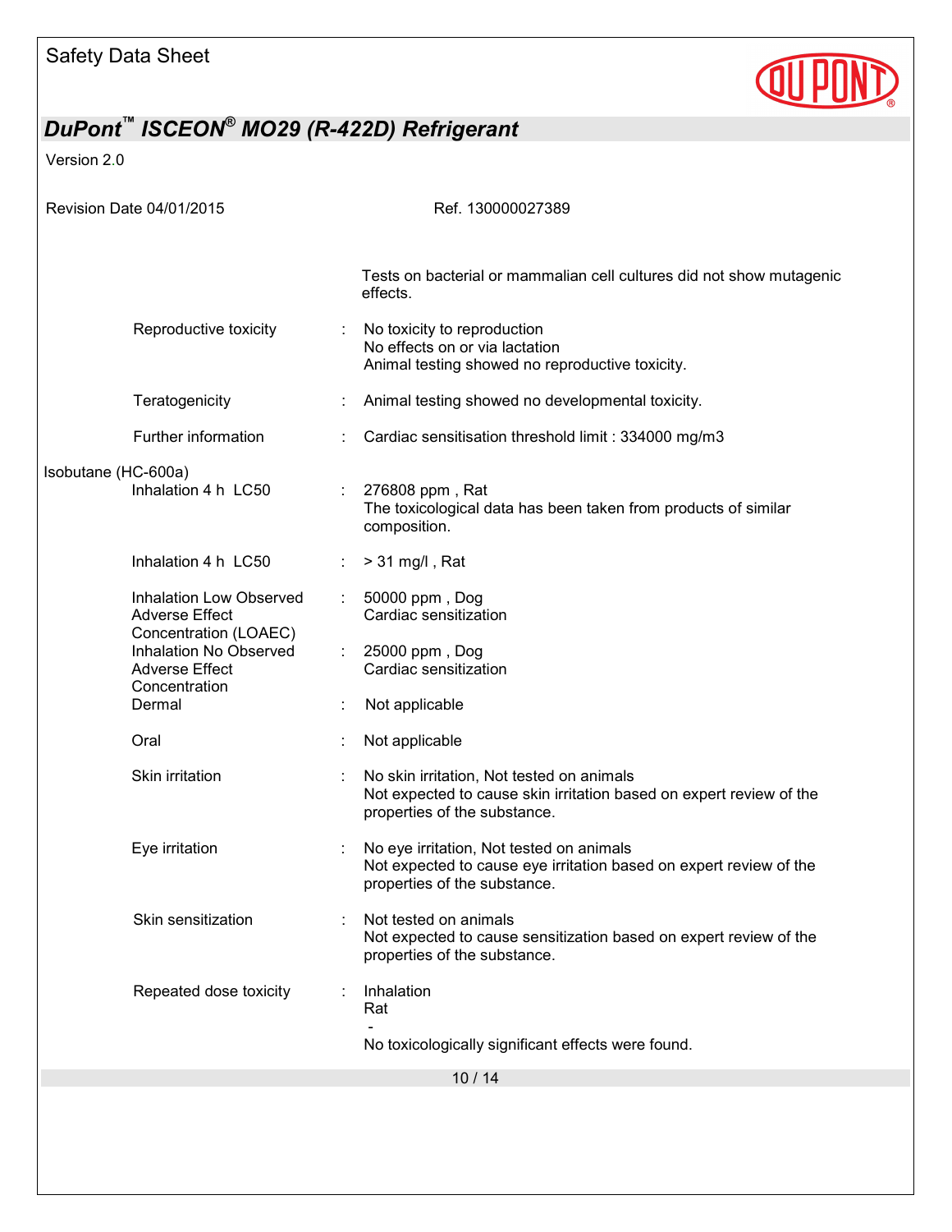Tests on bacterial or mammalian cell cultures did not show mutagenic effects.

| | | |
|---|---|---|
| Reproductive toxicity | : | No toxicity to reproduction<br>No effects on or via lactation<br>Animal testing showed no reproductive toxicity. |
| Teratogenicity | : | Animal testing showed no developmental toxicity. |
| Further information | : | Cardiac sensitisation threshold limit : 334000 mg/m3 |

Isobutane (HC-600a)

| | | |
|---|---|---|
| Inhalation 4 h LC50 | : | 276808 ppm , Rat<br>The toxicological data has been taken from products of similar composition. |
| Inhalation 4 h LC50 | : | > 31 mg/l , Rat |
| Inhalation Low Observed Adverse Effect Concentration (LOAEC) | : | 50000 ppm , Dog<br>Cardiac sensitization |
| Inhalation No Observed Adverse Effect Concentration | : | 25000 ppm , Dog<br>Cardiac sensitization |
| Dermal | : | Not applicable |
| Oral | : | Not applicable |
| Skin irritation | : | No skin irritation, Not tested on animals<br>Not expected to cause skin irritation based on expert review of the properties of the substance. |
| Eye irritation | : | No eye irritation, Not tested on animals<br>Not expected to cause eye irritation based on expert review of the properties of the substance. |
| Skin sensitization | : | Not tested on animals<br>Not expected to cause sensitization based on expert review of the properties of the substance. |
| Repeated dose toxicity | : | Inhalation<br>Rat<br>-<br>No toxicologically significant effects were found. |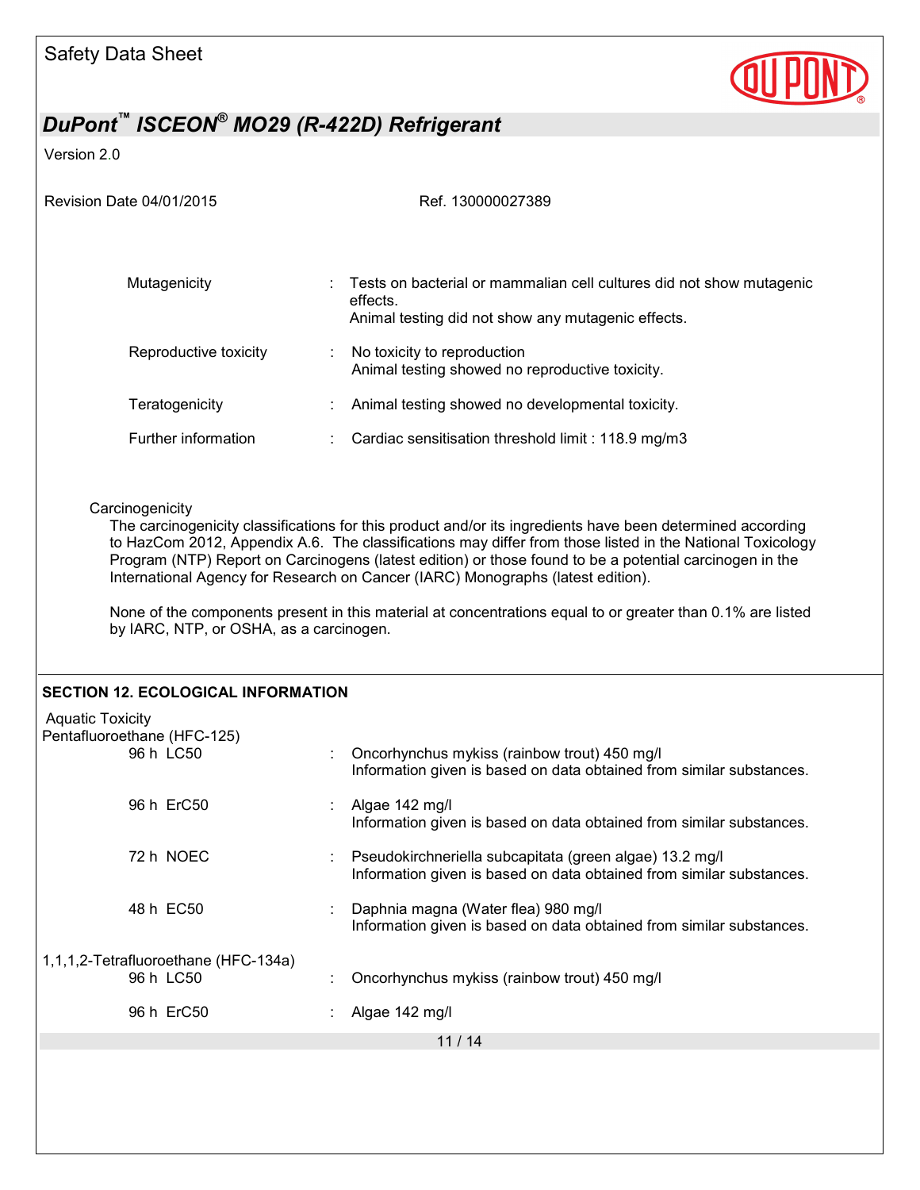| | | |
|---|---|---|
| Mutagenicity | : | Tests on bacterial or mammalian cell cultures did not show mutagenic effects.<br>Animal testing did not show any mutagenic effects. |
| Reproductive toxicity | : | No toxicity to reproduction<br>Animal testing showed no reproductive toxicity. |
| Teratogenicity | : | Animal testing showed no developmental toxicity. |
| Further information | : | Cardiac sensitisation threshold limit : 118.9 mg/m3 |

Carcinogenicity

The carcinogenicity classifications for this product and/or its ingredients have been determined according to HazCom 2012, Appendix A.6. The classifications may differ from those listed in the National Toxicology Program (NTP) Report on Carcinogens (latest edition) or those found to be a potential carcinogen in the International Agency for Research on Cancer (IARC) Monographs (latest edition).

None of the components present in this material at concentrations equal to or greater than 0.1% are listed by IARC, NTP, or OSHA, as a carcinogen.

## SECTION 12. ECOLOGICAL INFORMATION

Aquatic Toxicity

Pentafluoroethane (HFC-125)

| | | |
|---|---|---|
| 96 h LC50 | : | Oncorhynchus mykiss (rainbow trout) 450 mg/l<br>Information given is based on data obtained from similar substances. |
| 96 h ErC50 | : | Algae 142 mg/l<br>Information given is based on data obtained from similar substances. |
| 72 h NOEC | : | Pseudokirchneriella subcapitata (green algae) 13.2 mg/l<br>Information given is based on data obtained from similar substances. |
| 48 h EC50 | : | Daphnia magna (Water flea) 980 mg/l<br>Information given is based on data obtained from similar substances. |

1,1,1,2-Tetrafluoroethane (HFC-134a)

| | | |
|---|---|---|
| 96 h LC50 | : | Oncorhynchus mykiss (rainbow trout) 450 mg/l |
| 96 h ErC50 | : | Algae 142 mg/l |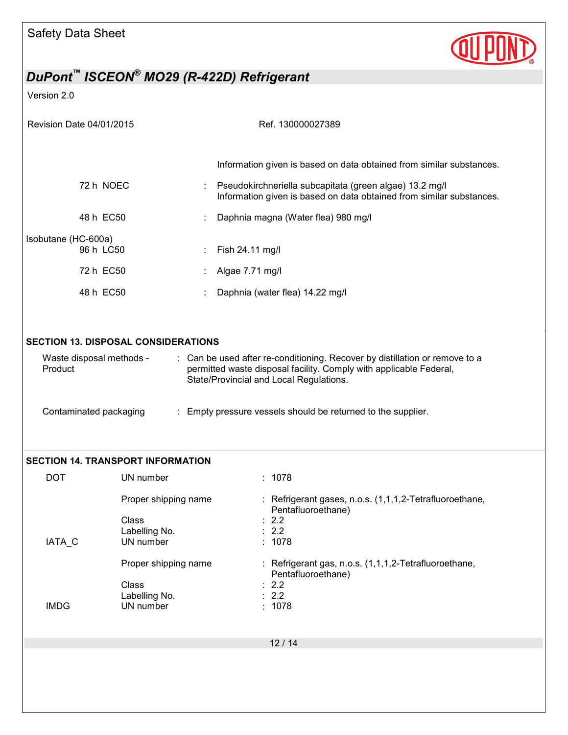Information given is based on data obtained from similar substances.

| | | |
|---|---|---|
| 72 h NOEC | : | Pseudokirchneriella subcapitata (green algae) 13.2 mg/l<br>Information given is based on data obtained from similar substances. |
| 48 h EC50 | : | Daphnia magna (Water flea) 980 mg/l |

Isobutane (HC-600a)

| | | |
|---|---|---|
| 96 h LC50 | : | Fish 24.11 mg/l |
| 72 h EC50 | : | Algae 7.71 mg/l |
| 48 h EC50 | : | Daphnia (water flea) 14.22 mg/l |

## SECTION 13. DISPOSAL CONSIDERATIONS

| | | |
|---|---|---|
| Waste disposal methods - Product | : | Can be used after re-conditioning. Recover by distillation or remove to a permitted waste disposal facility. Comply with applicable Federal, State/Provincial and Local Regulations. |
| Contaminated packaging | : | Empty pressure vessels should be returned to the supplier. |

## SECTION 14. TRANSPORT INFORMATION

| | | | |
|---|---|---|---|
| DOT | UN number | : | 1078 |
| | Proper shipping name | : | Refrigerant gases, n.o.s. (1,1,1,2-Tetrafluoroethane, Pentafluoroethane) |
| | Class | : | 2.2 |
| | Labelling No. | : | 2.2 |
| IATA_C | UN number | : | 1078 |
| | Proper shipping name | : | Refrigerant gas, n.o.s. (1,1,1,2-Tetrafluoroethane, Pentafluoroethane) |
| | Class | : | 2.2 |
| | Labelling No. | : | 2.2 |
| IMDG | UN number | : | 1078 |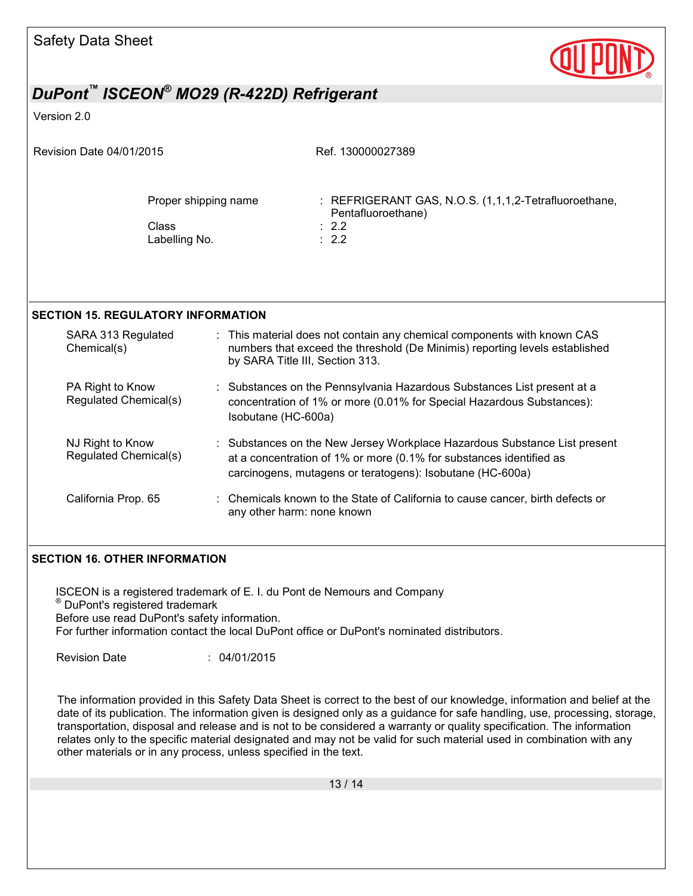| | |
|---|---|
| Proper shipping name | : REFRIGERANT GAS, N.O.S. (1,1,1,2-Tetrafluoroethane, Pentafluoroethane) |
| Class | : 2.2 |
| Labelling No. | : 2.2 |

## SECTION 15. REGULATORY INFORMATION

| | |
|---|---|
| SARA 313 Regulated Chemical(s) | : This material does not contain any chemical components with known CAS numbers that exceed the threshold (De Minimis) reporting levels established by SARA Title III, Section 313. |
| PA Right to Know Regulated Chemical(s) | : Substances on the Pennsylvania Hazardous Substances List present at a concentration of 1% or more (0.01% for Special Hazardous Substances): Isobutane (HC-600a) |
| NJ Right to Know Regulated Chemical(s) | : Substances on the New Jersey Workplace Hazardous Substance List present at a concentration of 1% or more (0.1% for substances identified as carcinogens, mutagens or teratogens): Isobutane (HC-600a) |
| California Prop. 65 | : Chemicals known to the State of California to cause cancer, birth defects or any other harm: none known |

## SECTION 16. OTHER INFORMATION

ISCEON is a registered trademark of E. I. du Pont de Nemours and Company
® DuPont's registered trademark
Before use read DuPont's safety information.
For further information contact the local DuPont office or DuPont's nominated distributors.

Revision Date : 04/01/2015

The information provided in this Safety Data Sheet is correct to the best of our knowledge, information and belief at the date of its publication. The information given is designed only as a guidance for safe handling, use, processing, storage, transportation, disposal and release and is not to be considered a warranty or quality specification. The information relates only to the specific material designated and may not be valid for such material used in combination with any other materials or in any process, unless specified in the text.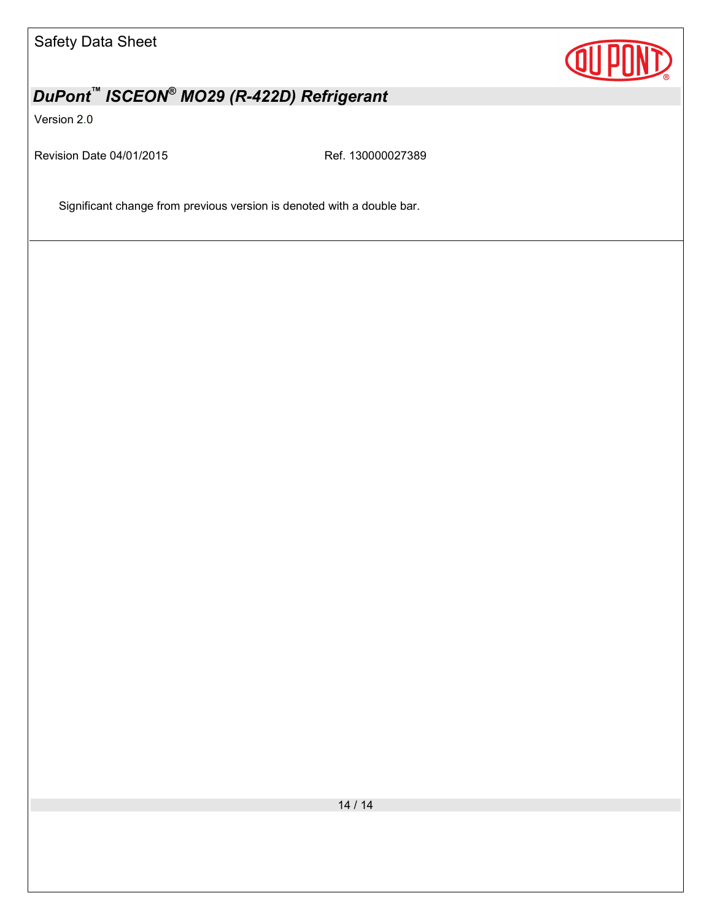Significant change from previous version is denoted with a double bar.